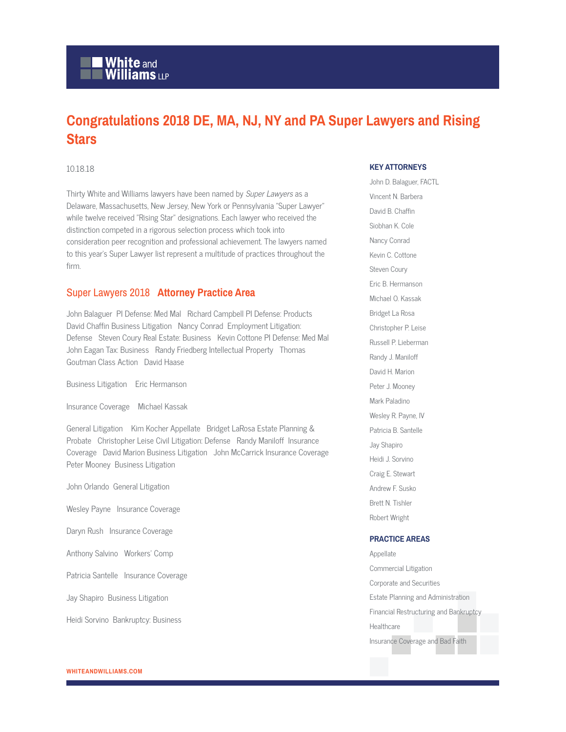# Congratulations 2018 DE, MA, NJ, NY and PA Super Lawyers and Rising Stars

10.18.18

Thirty White and Williams lawyers have been named by *Super Lawyers* as a Delaware, Massachusetts, New Jersey, New York or Pennsylvania "Super Lawyer" while twelve received "Rising Star" designations. Each lawyer who received the distinction competed in a rigorous selection process which took into consideration peer recognition and professional achievement. The lawyers named to this year's Super Lawyer list represent a multitude of practices throughout the firm.

## Super Lawyers 2018 **Attorney Practice Area**

John Balaguer PI Defense: Med Mal Richard Campbell PI Defense: Products David Chaffin Business Litigation Nancy Conrad Employment Litigation: Defense Steven Coury Real Estate: Business Kevin Cottone PI Defense: Med Mal John Eagan Tax: Business Randy Friedberg Intellectual Property Thomas Goutman Class Action David Haase

Business Litigation Eric Hermanson

Insurance Coverage Michael Kassak

General Litigation Kim Kocher Appellate Bridget LaRosa Estate Planning & Probate Christopher Leise Civil Litigation: Defense Randy Maniloff Insurance Coverage David Marion Business Litigation John McCarrick Insurance Coverage Peter Mooney Business Litigation

John Orlando General Litigation

Wesley Payne Insurance Coverage

Daryn Rush Insurance Coverage

Anthony Salvino Workers' Comp

Patricia Santelle Insurance Coverage

Jay Shapiro Business Litigation

Heidi Sorvino Bankruptcy: Business

### KEY ATTORNEYS

John D. Balaguer, FACTL
Vincent N. Barbera
David B. Chaffin
Siobhan K. Cole
Nancy Conrad
Kevin C. Cottone
Steven Coury
Eric B. Hermanson
Michael O. Kassak
Bridget La Rosa
Christopher P. Leise
Russell P. Lieberman
Randy J. Maniloff
David H. Marion
Peter J. Mooney
Mark Paladino
Wesley R. Payne, IV
Patricia B. Santelle
Jay Shapiro
Heidi J. Sorvino
Craig E. Stewart
Andrew F. Susko
Brett N. Tishler
Robert Wright

### PRACTICE AREAS

Appellate
Commercial Litigation
Corporate and Securities
Estate Planning and Administration
Financial Restructuring and Bankruptcy
Healthcare
Insurance Coverage and Bad Faith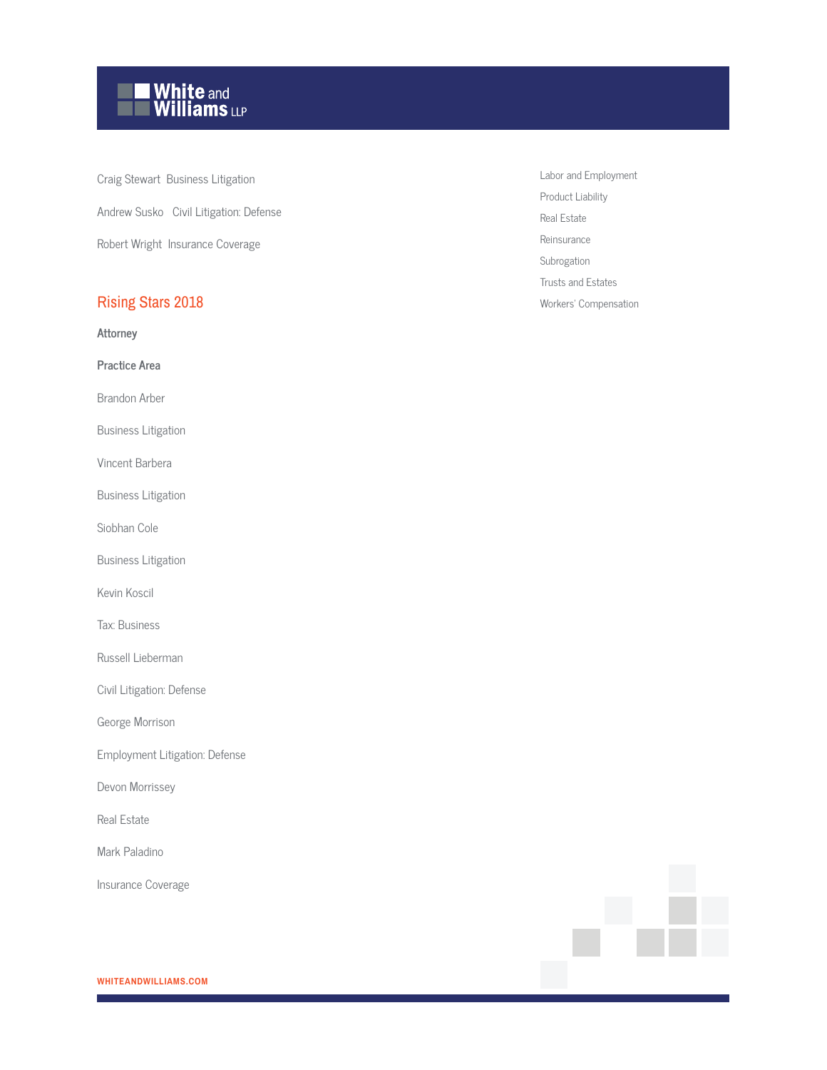Craig Stewart Business Litigation

Andrew Susko Civil Litigation: Defense

Robert Wright Insurance Coverage

## Rising Stars 2018

| Attorney | Practice Area |
| --- | --- |
| Brandon Arber | Business Litigation |
| Vincent Barbera | Business Litigation |
| Siobhan Cole | Business Litigation |
| Kevin Koscil | Tax: Business |
| Russell Lieberman | Civil Litigation: Defense |
| George Morrison | Employment Litigation: Defense |
| Devon Morrissey | Real Estate |
| Mark Paladino | Insurance Coverage |

Labor and Employment

Product Liability

Real Estate

Reinsurance

Subrogation

Trusts and Estates

Workers' Compensation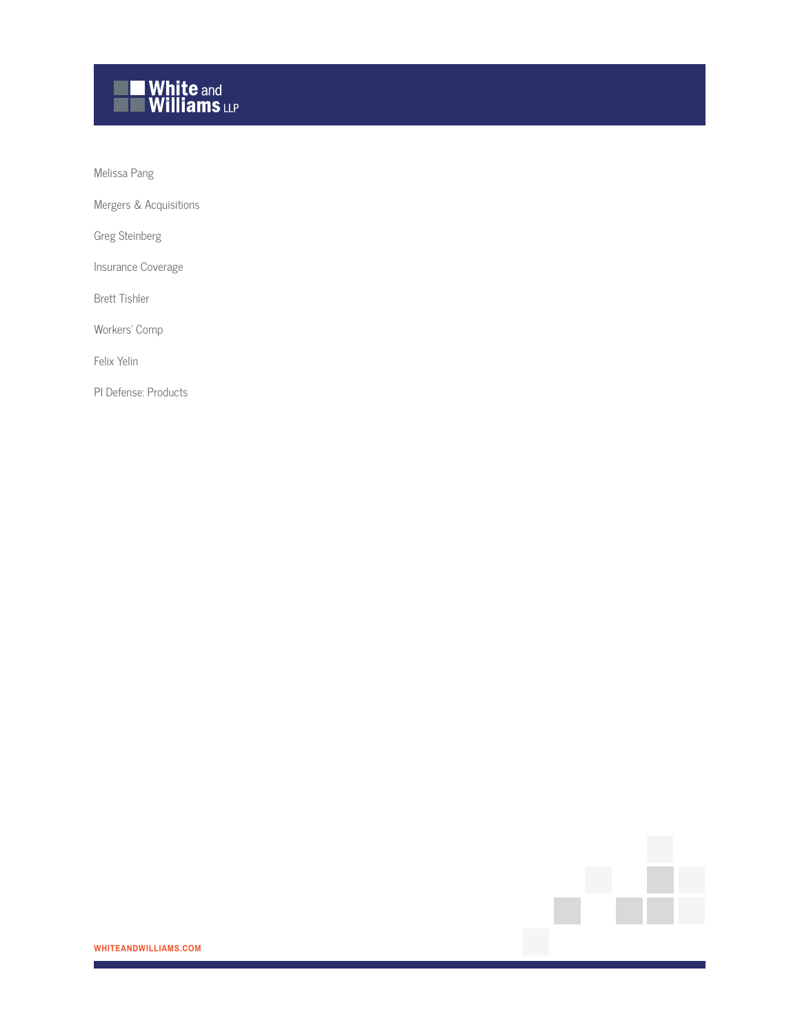Melissa Pang

Mergers & Acquisitions

Greg Steinberg

Insurance Coverage

Brett Tishler

Workers' Comp

Felix Yelin

PI Defense: Products